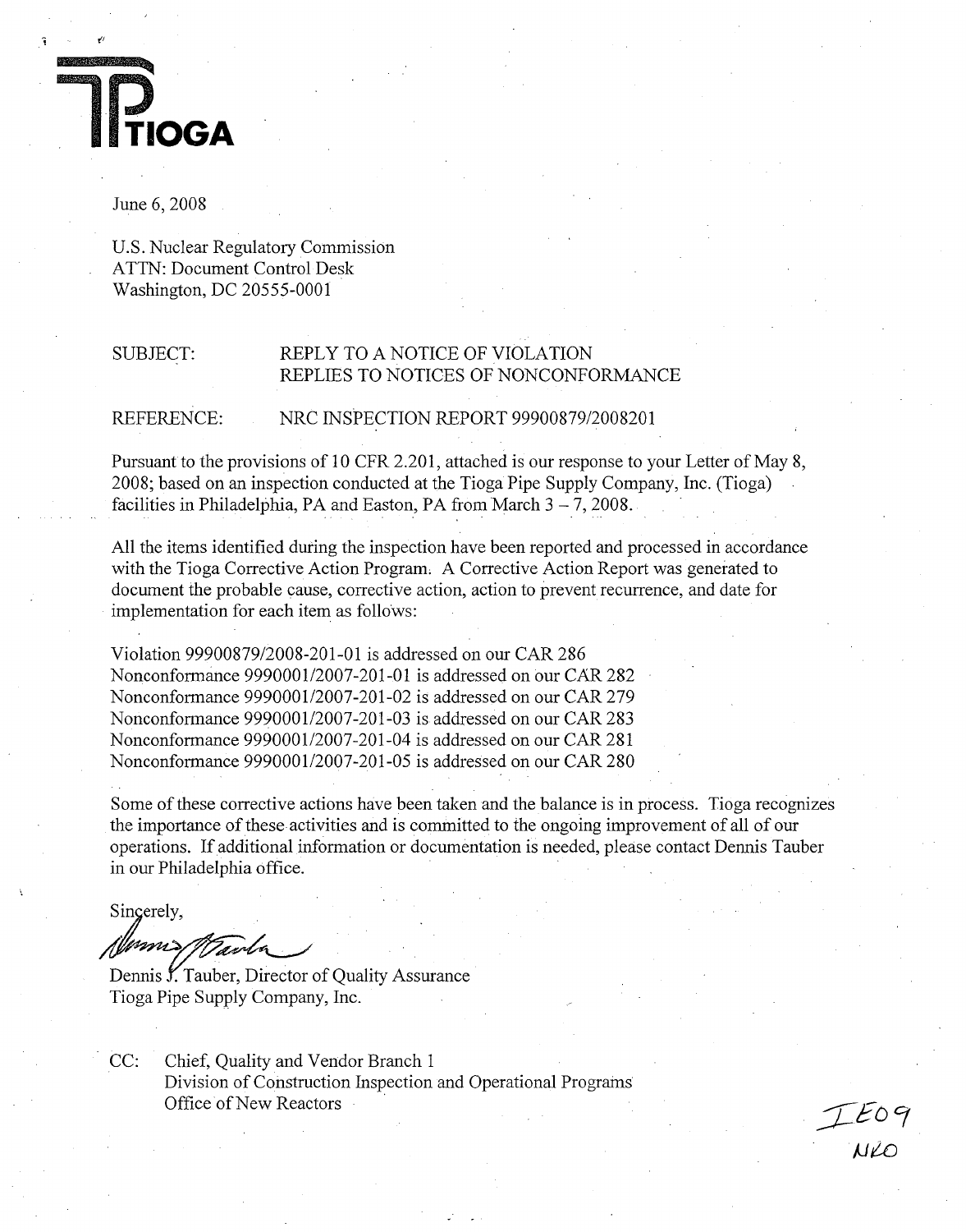TIOGA

June 6, 2008

U.S. Nuclear Regulatory Commission
ATTN: Document Control Desk
Washington, DC 20555-0001

SUBJECT: REPLY TO A NOTICE OF VIOLATION
REPLIES TO NOTICES OF NONCONFORMANCE

REFERENCE: NRC INSPECTION REPORT 99900879/2008201

Pursuant to the provisions of 10 CFR 2.201, attached is our response to your Letter of May 8, 2008; based on an inspection conducted at the Tioga Pipe Supply Company, Inc. (Tioga) facilities in Philadelphia, PA and Easton, PA from March 3 – 7, 2008.

All the items identified during the inspection have been reported and processed in accordance with the Tioga Corrective Action Program. A Corrective Action Report was generated to document the probable cause, corrective action, action to prevent recurrence, and date for implementation for each item as follows:

Violation 99900879/2008-201-01 is addressed on our CAR 286
Nonconformance 9990001/2007-201-01 is addressed on our CAR 282
Nonconformance 9990001/2007-201-02 is addressed on our CAR 279
Nonconformance 9990001/2007-201-03 is addressed on our CAR 283
Nonconformance 9990001/2007-201-04 is addressed on our CAR 281
Nonconformance 9990001/2007-201-05 is addressed on our CAR 280

Some of these corrective actions have been taken and the balance is in process. Tioga recognizes the importance of these activities and is committed to the ongoing improvement of all of our operations. If additional information or documentation is needed, please contact Dennis Tauber in our Philadelphia office.

Sincerely,

Dennis J. Tauber, Director of Quality Assurance
Tioga Pipe Supply Company, Inc.

CC: Chief, Quality and Vendor Branch 1
Division of Construction Inspection and Operational Programs
Office of New Reactors

IE09
NRO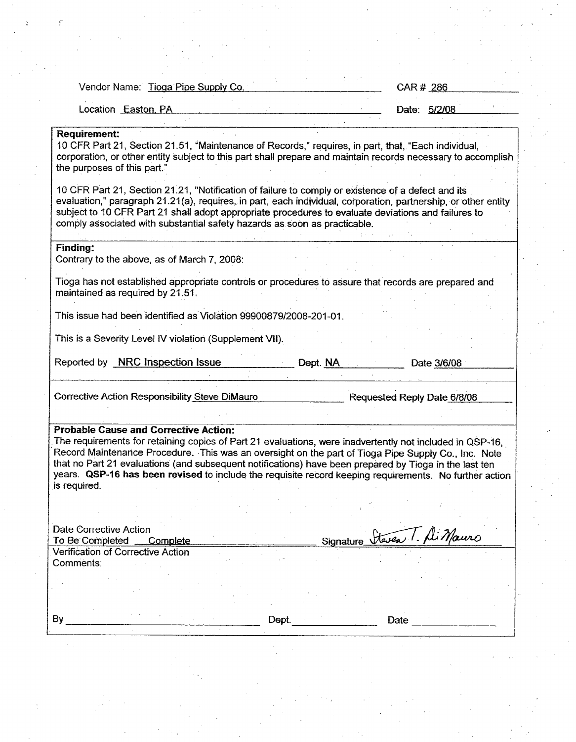Vendor Name: Tioga Pipe Supply Co. CAR # 286

Location Easton, PA Date: 5/2/08

**Requirement:**

10 CFR Part 21, Section 21.51, "Maintenance of Records," requires, in part, that, "Each individual, corporation, or other entity subject to this part shall prepare and maintain records necessary to accomplish the purposes of this part."

10 CFR Part 21, Section 21.21, "Notification of failure to comply or existence of a defect and its evaluation," paragraph 21.21(a), requires, in part, each individual, corporation, partnership, or other entity subject to 10 CFR Part 21 shall adopt appropriate procedures to evaluate deviations and failures to comply associated with substantial safety hazards as soon as practicable.

**Finding:**

Contrary to the above, as of March 7, 2008:

Tioga has not established appropriate controls or procedures to assure that records are prepared and maintained as required by 21.51.

This issue had been identified as Violation 99900879/2008-201-01.

This is a Severity Level IV violation (Supplement VII).

Reported by NRC Inspection Issue Dept. NA Date 3/6/08

Corrective Action Responsibility Steve DiMauro Requested Reply Date 6/8/08

**Probable Cause and Corrective Action:**

The requirements for retaining copies of Part 21 evaluations, were inadvertently not included in QSP-16, Record Maintenance Procedure. This was an oversight on the part of Tioga Pipe Supply Co., Inc. Note that no Part 21 evaluations (and subsequent notifications) have been prepared by Tioga in the last ten years. **QSP-16 has been revised** to include the requisite record keeping requirements. No further action is required.

Date Corrective Action To Be Completed Complete Signature Steven T. DiMauro

Verification of Corrective Action Comments:

By \_\_\_\_\_\_\_\_\_\_ Dept. \_\_\_\_\_\_\_\_\_\_ Date \_\_\_\_\_\_\_\_\_\_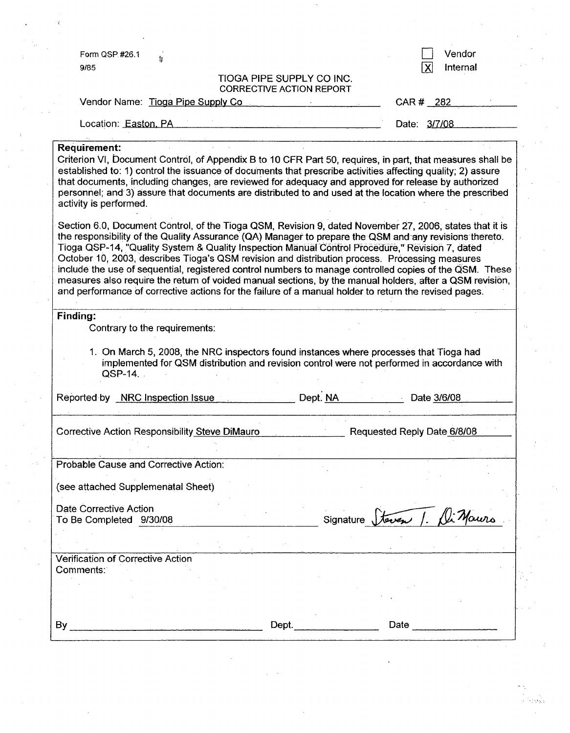Form QSP #26.1
9/85

☐ Vendor
☒ Internal

TIOGA PIPE SUPPLY CO INC.
CORRECTIVE ACTION REPORT

Vendor Name: Tioga Pipe Supply Co　　　　CAR # 282

Location: Easton, PA　　　　Date: 3/7/08

**Requirement:**

Criterion VI, Document Control, of Appendix B to 10 CFR Part 50, requires, in part, that measures shall be established to: 1) control the issuance of documents that prescribe activities affecting quality; 2) assure that documents, including changes, are reviewed for adequacy and approved for release by authorized personnel; and 3) assure that documents are distributed to and used at the location where the prescribed activity is performed.

Section 6.0, Document Control, of the Tioga QSM, Revision 9, dated November 27, 2006, states that it is the responsibility of the Quality Assurance (QA) Manager to prepare the QSM and any revisions thereto. Tioga QSP-14, "Quality System & Quality Inspection Manual Control Procedure," Revision 7, dated October 10, 2003, describes Tioga's QSM revision and distribution process. Processing measures include the use of sequential, registered control numbers to manage controlled copies of the QSM. These measures also require the return of voided manual sections, by the manual holders, after a QSM revision, and performance of corrective actions for the failure of a manual holder to return the revised pages.

**Finding:**

Contrary to the requirements:

1. On March 5, 2008, the NRC inspectors found instances where processes that Tioga had implemented for QSM distribution and revision control were not performed in accordance with QSP-14.

Reported by NRC Inspection Issue　　　　Dept. NA　　　　Date 3/6/08

Corrective Action Responsibility Steve DiMauro　　　　Requested Reply Date 6/8/08

Probable Cause and Corrective Action:

(see attached Supplemenatal Sheet)

Date Corrective Action
To Be Completed 9/30/08　　　　Signature Steven T. DiMauro

Verification of Corrective Action
Comments:

By ____________________　　　　Dept. __________　　　　Date __________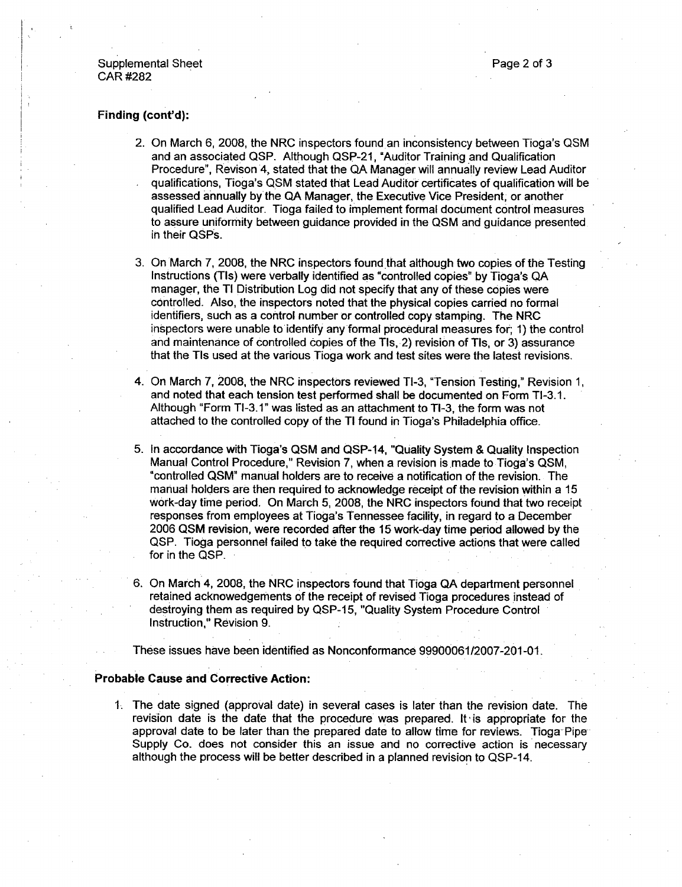Supplemental Sheet
CAR #282

**Finding (cont'd):**

2. On March 6, 2008, the NRC inspectors found an inconsistency between Tioga's QSM and an associated QSP. Although QSP-21, "Auditor Training and Qualification Procedure", Revison 4, stated that the QA Manager will annually review Lead Auditor qualifications, Tioga's QSM stated that Lead Auditor certificates of qualification will be assessed annually by the QA Manager, the Executive Vice President, or another qualified Lead Auditor. Tioga failed to implement formal document control measures to assure uniformity between guidance provided in the QSM and guidance presented in their QSPs.

3. On March 7, 2008, the NRC inspectors found that although two copies of the Testing Instructions (TIs) were verbally identified as "controlled copies" by Tioga's QA manager, the TI Distribution Log did not specify that any of these copies were controlled. Also, the inspectors noted that the physical copies carried no formal identifiers, such as a control number or controlled copy stamping. The NRC inspectors were unable to identify any formal procedural measures for; 1) the control and maintenance of controlled copies of the TIs, 2) revision of TIs, or 3) assurance that the TIs used at the various Tioga work and test sites were the latest revisions.

4. On March 7, 2008, the NRC inspectors reviewed TI-3, "Tension Testing," Revision 1, and noted that each tension test performed shall be documented on Form TI-3.1. Although "Form TI-3.1" was listed as an attachment to TI-3, the form was not attached to the controlled copy of the TI found in Tioga's Philadelphia office.

5. In accordance with Tioga's QSM and QSP-14, "Quality System & Quality Inspection Manual Control Procedure," Revision 7, when a revision is made to Tioga's QSM, "controlled QSM" manual holders are to receive a notification of the revision. The manual holders are then required to acknowledge receipt of the revision within a 15 work-day time period. On March 5, 2008, the NRC inspectors found that two receipt responses from employees at Tioga's Tennessee facility, in regard to a December 2006 QSM revision, were recorded after the 15 work-day time period allowed by the QSP. Tioga personnel failed to take the required corrective actions that were called for in the QSP.

6. On March 4, 2008, the NRC inspectors found that Tioga QA department personnel retained acknowedgements of the receipt of revised Tioga procedures instead of destroying them as required by QSP-15, "Quality System Procedure Control Instruction," Revision 9.

These issues have been identified as Nonconformance 99900061/2007-201-01.

**Probable Cause and Corrective Action:**

1. The date signed (approval date) in several cases is later than the revision date. The revision date is the date that the procedure was prepared. It is appropriate for the approval date to be later than the prepared date to allow time for reviews. Tioga Pipe Supply Co. does not consider this an issue and no corrective action is necessary although the process will be better described in a planned revision to QSP-14.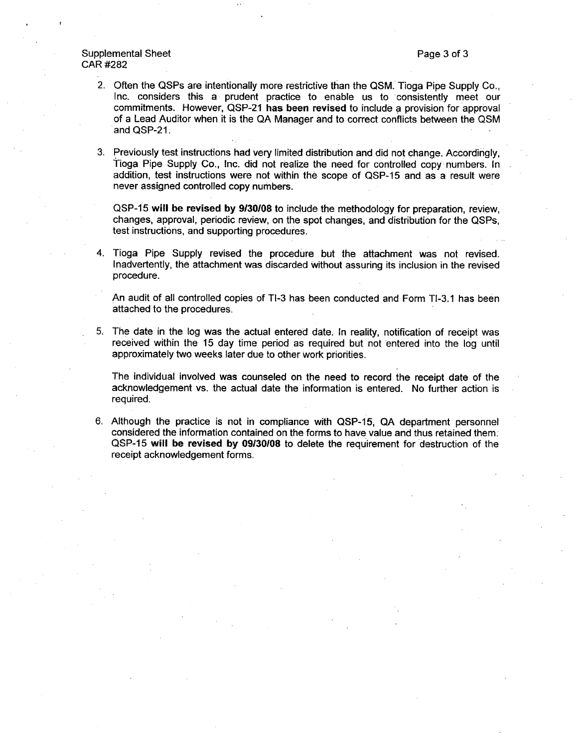Supplemental Sheet
CAR #282

2. Often the QSPs are intentionally more restrictive than the QSM. Tioga Pipe Supply Co., Inc. considers this a prudent practice to enable us to consistently meet our commitments. However, QSP-21 **has been revised** to include a provision for approval of a Lead Auditor when it is the QA Manager and to correct conflicts between the QSM and QSP-21.

3. Previously test instructions had very limited distribution and did not change. Accordingly, Tioga Pipe Supply Co., Inc. did not realize the need for controlled copy numbers. In addition, test instructions were not within the scope of QSP-15 and as a result were never assigned controlled copy numbers.

   QSP-15 **will be revised by 9/30/08** to include the methodology for preparation, review, changes, approval, periodic review, on the spot changes, and distribution for the QSPs, test instructions, and supporting procedures.

4. Tioga Pipe Supply revised the procedure but the attachment was not revised. Inadvertently, the attachment was discarded without assuring its inclusion in the revised procedure.

   An audit of all controlled copies of TI-3 has been conducted and Form TI-3.1 has been attached to the procedures.

5. The date in the log was the actual entered date. In reality, notification of receipt was received within the 15 day time period as required but not entered into the log until approximately two weeks later due to other work priorities.

   The individual involved was counseled on the need to record the receipt date of the acknowledgement vs. the actual date the information is entered. No further action is required.

6. Although the practice is not in compliance with QSP-15, QA department personnel considered the information contained on the forms to have value and thus retained them. QSP-15 **will be revised by 09/30/08** to delete the requirement for destruction of the receipt acknowledgement forms.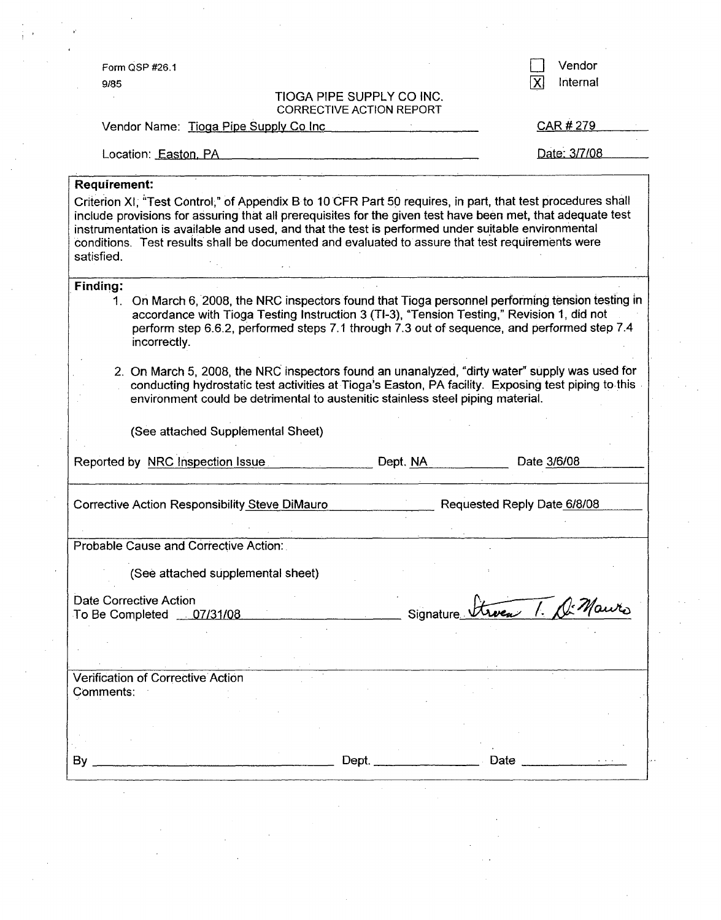Form QSP #26.1
9/85

☐ Vendor
☒ Internal

## TIOGA PIPE SUPPLY CO INC.
### CORRECTIVE ACTION REPORT

Vendor Name: Tioga Pipe Supply Co Inc

CAR # 279

Location: Easton, PA

Date: 3/7/08

**Requirement:**

Criterion XI, "Test Control," of Appendix B to 10 CFR Part 50 requires, in part, that test procedures shall include provisions for assuring that all prerequisites for the given test have been met, that adequate test instrumentation is available and used, and that the test is performed under suitable environmental conditions. Test results shall be documented and evaluated to assure that test requirements were satisfied.

**Finding:**

1. On March 6, 2008, the NRC inspectors found that Tioga personnel performing tension testing in accordance with Tioga Testing Instruction 3 (TI-3), "Tension Testing," Revision 1, did not perform step 6.6.2, performed steps 7.1 through 7.3 out of sequence, and performed step 7.4 incorrectly.
2. On March 5, 2008, the NRC inspectors found an unanalyzed, "dirty water" supply was used for conducting hydrostatic test activities at Tioga's Easton, PA facility. Exposing test piping to this environment could be detrimental to austenitic stainless steel piping material.

(See attached Supplemental Sheet)

Reported by NRC Inspection Issue Dept. NA Date 3/6/08

Corrective Action Responsibility Steve DiMauro Requested Reply Date 6/8/08

Probable Cause and Corrective Action:

(See attached supplemental sheet)

Date Corrective Action To Be Completed 07/31/08 Signature Steven T. DiMauro

Verification of Corrective Action Comments:

By \_\_\_\_\_\_\_\_\_\_ Dept. \_\_\_\_\_\_\_\_\_\_ Date \_\_\_\_\_\_\_\_\_\_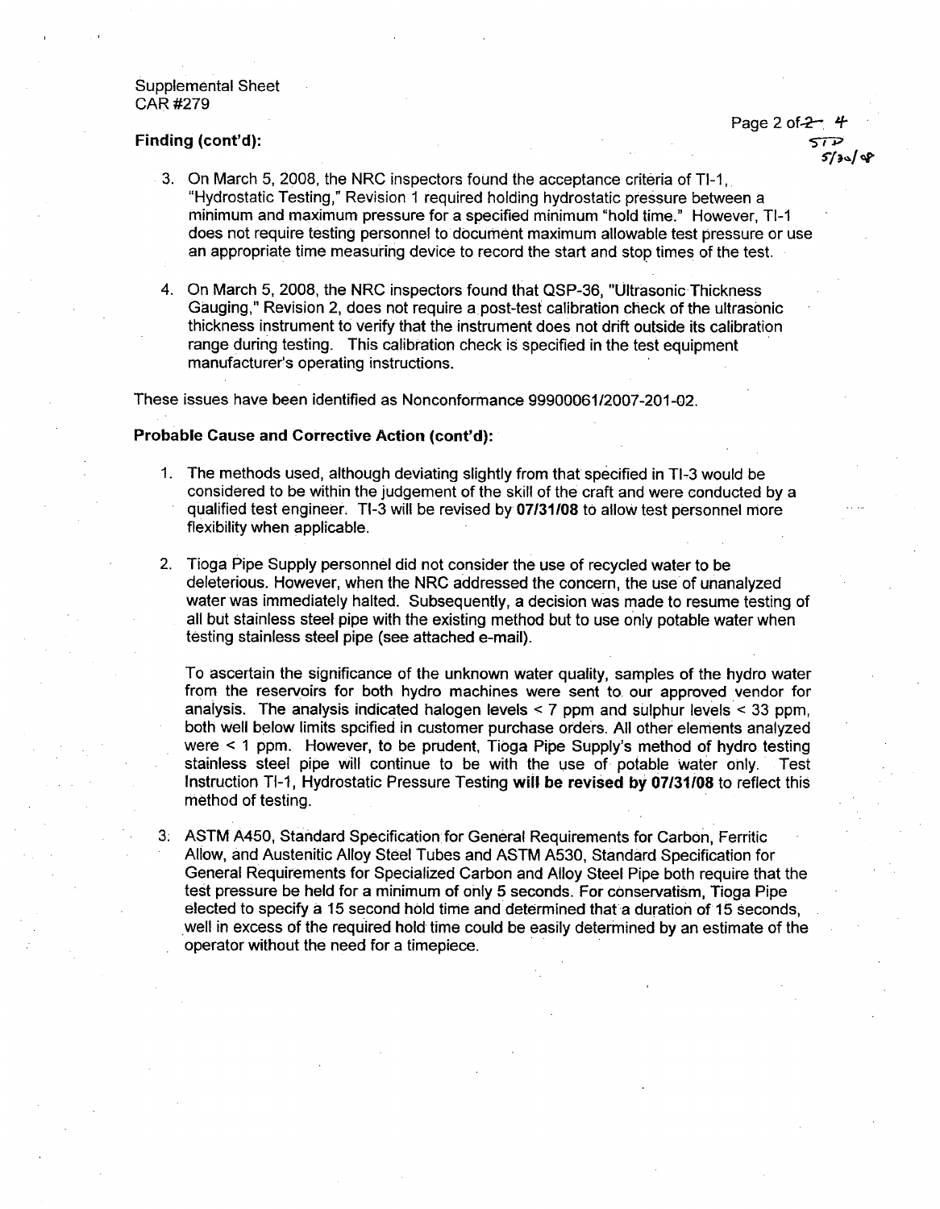Supplemental Sheet
CAR #279

**Finding (cont'd):**

3. On March 5, 2008, the NRC inspectors found the acceptance criteria of TI-1, "Hydrostatic Testing," Revision 1 required holding hydrostatic pressure between a minimum and maximum pressure for a specified minimum "hold time." However, TI-1 does not require testing personnel to document maximum allowable test pressure or use an appropriate time measuring device to record the start and stop times of the test.

4. On March 5, 2008, the NRC inspectors found that QSP-36, "Ultrasonic Thickness Gauging," Revision 2, does not require a post-test calibration check of the ultrasonic thickness instrument to verify that the instrument does not drift outside its calibration range during testing. This calibration check is specified in the test equipment manufacturer's operating instructions.

These issues have been identified as Nonconformance 99900061/2007-201-02.

**Probable Cause and Corrective Action (cont'd):**

1. The methods used, although deviating slightly from that specified in TI-3 would be considered to be within the judgement of the skill of the craft and were conducted by a qualified test engineer. TI-3 will be revised by **07/31/08** to allow test personnel more flexibility when applicable.

2. Tioga Pipe Supply personnel did not consider the use of recycled water to be deleterious. However, when the NRC addressed the concern, the use of unanalyzed water was immediately halted. Subsequently, a decision was made to resume testing of all but stainless steel pipe with the existing method but to use only potable water when testing stainless steel pipe (see attached e-mail).

   To ascertain the significance of the unknown water quality, samples of the hydro water from the reservoirs for both hydro machines were sent to our approved vendor for analysis. The analysis indicated halogen levels < 7 ppm and sulphur levels < 33 ppm, both well below limits spcified in customer purchase orders. All other elements analyzed were < 1 ppm. However, to be prudent, Tioga Pipe Supply's method of hydro testing stainless steel pipe will continue to be with the use of potable water only. Test Instruction TI-1, Hydrostatic Pressure Testing **will be revised by 07/31/08** to reflect this method of testing.

3. ASTM A450, Standard Specification for General Requirements for Carbon, Ferritic Allow, and Austenitic Alloy Steel Tubes and ASTM A530, Standard Specification for General Requirements for Specialized Carbon and Alloy Steel Pipe both require that the test pressure be held for a minimum of only 5 seconds. For conservatism, Tioga Pipe elected to specify a 15 second hold time and determined that a duration of 15 seconds, well in excess of the required hold time could be easily determined by an estimate of the operator without the need for a timepiece.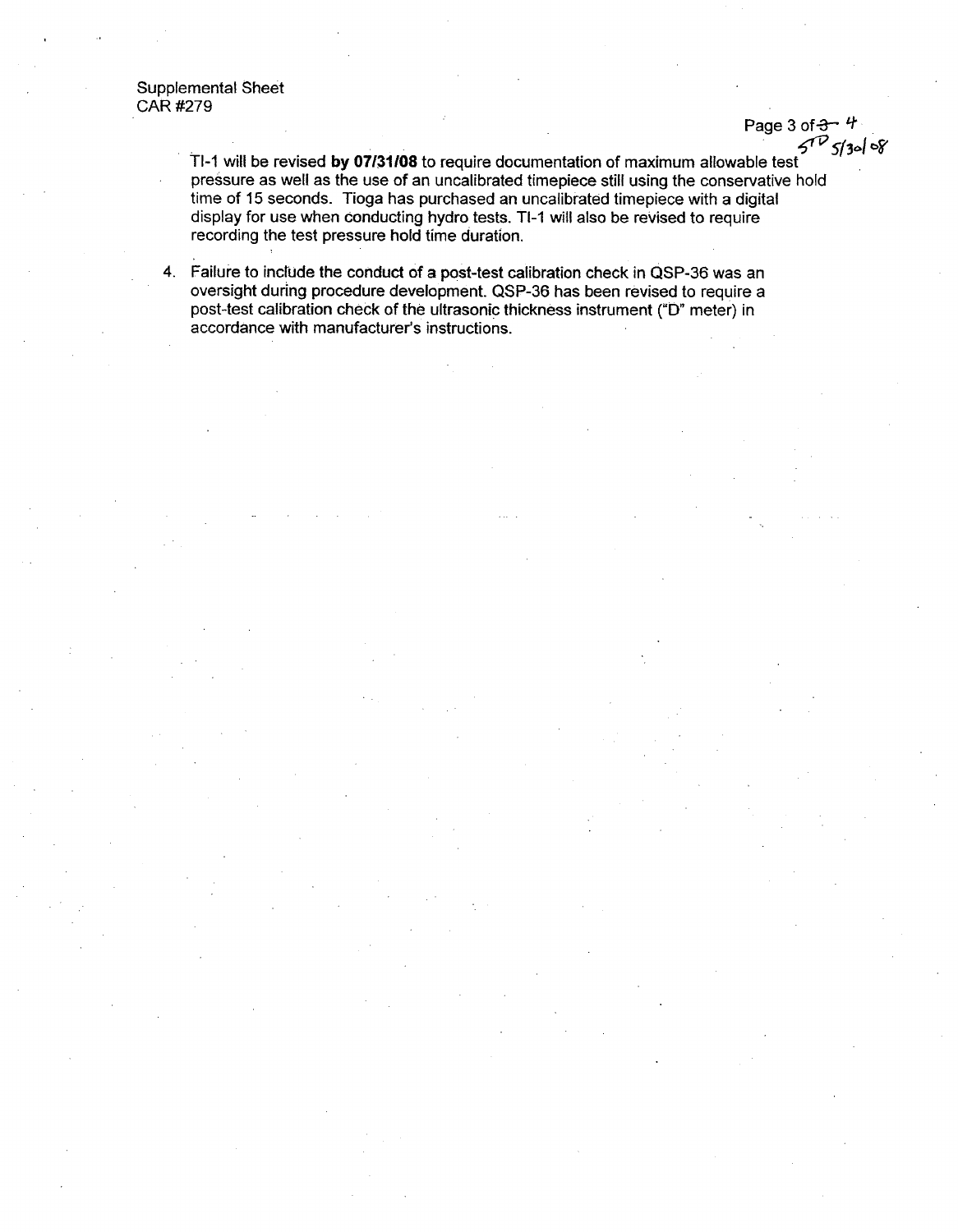Supplemental Sheet
CAR #279

TI-1 will be revised **by 07/31/08** to require documentation of maximum allowable test pressure as well as the use of an uncalibrated timepiece still using the conservative hold time of 15 seconds. Tioga has purchased an uncalibrated timepiece with a digital display for use when conducting hydro tests. TI-1 will also be revised to require recording the test pressure hold time duration.

4. Failure to include the conduct of a post-test calibration check in QSP-36 was an oversight during procedure development. QSP-36 has been revised to require a post-test calibration check of the ultrasonic thickness instrument ("D" meter) in accordance with manufacturer's instructions.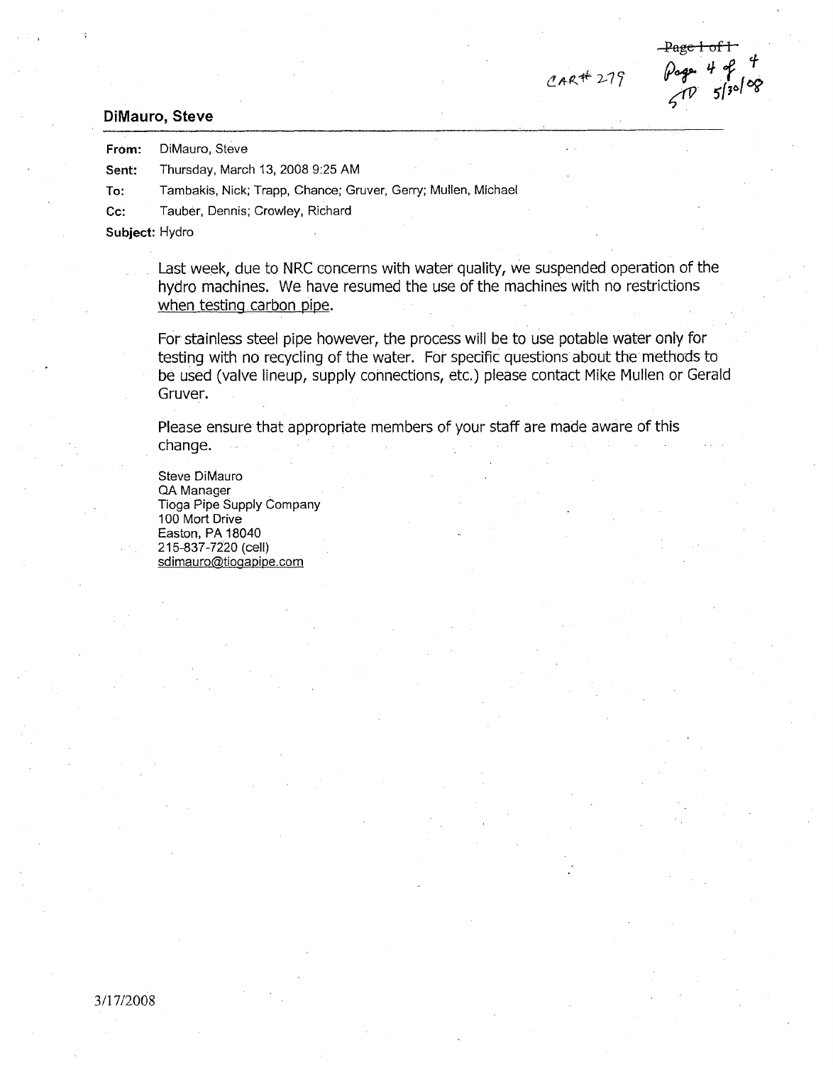CAR# 279

## DiMauro, Steve

**From:** DiMauro, Steve

**Sent:** Thursday, March 13, 2008 9:25 AM

**To:** Tambakis, Nick; Trapp, Chance; Gruver, Gerry; Mullen, Michael

**Cc:** Tauber, Dennis; Crowley, Richard

**Subject:** Hydro

Last week, due to NRC concerns with water quality, we suspended operation of the hydro machines. We have resumed the use of the machines with no restrictions when testing carbon pipe.

For stainless steel pipe however, the process will be to use potable water only for testing with no recycling of the water. For specific questions about the methods to be used (valve lineup, supply connections, etc.) please contact Mike Mullen or Gerald Gruver.

Please ensure that appropriate members of your staff are made aware of this change.

Steve DiMauro
QA Manager
Tioga Pipe Supply Company
100 Mort Drive
Easton, PA 18040
215-837-7220 (cell)
sdimauro@tiogapipe.com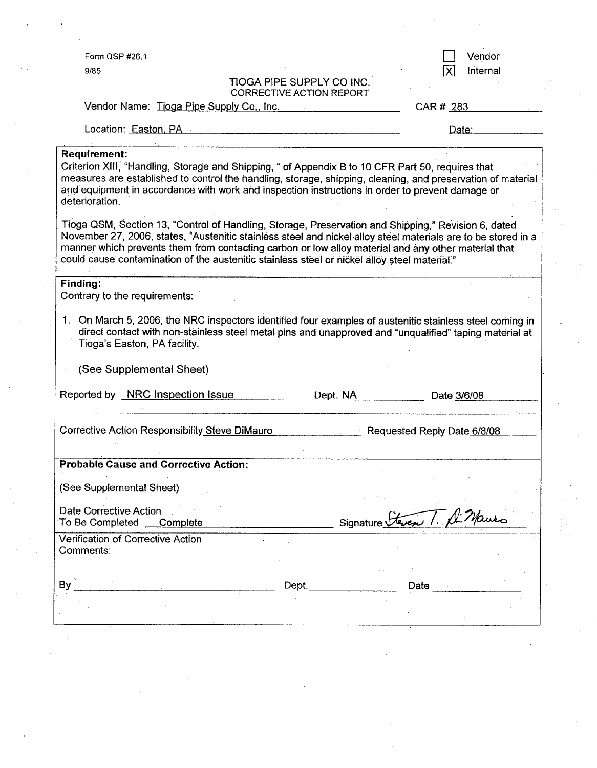Form QSP #26.1

9/85

☐ Vendor

☒ Internal

TIOGA PIPE SUPPLY CO INC.
CORRECTIVE ACTION REPORT

Vendor Name: Tioga Pipe Supply Co., Inc. CAR # 283

Location: Easton, PA Date:

**Requirement:**

Criterion XIII, "Handling, Storage and Shipping, " of Appendix B to 10 CFR Part 50, requires that measures are established to control the handling, storage, shipping, cleaning, and preservation of material and equipment in accordance with work and inspection instructions in order to prevent damage or deterioration.

Tioga QSM, Section 13, "Control of Handling, Storage, Preservation and Shipping," Revision 6, dated November 27, 2006, states, "Austenitic stainless steel and nickel alloy steel materials are to be stored in a manner which prevents them from contacting carbon or low alloy material and any other material that could cause contamination of the austenitic stainless steel or nickel alloy steel material."

**Finding:**

Contrary to the requirements:

1. On March 5, 2006, the NRC inspectors identified four examples of austenitic stainless steel coming in direct contact with non-stainless steel metal pins and unapproved and "unqualified" taping material at Tioga's Easton, PA facility.

   (See Supplemental Sheet)

Reported by NRC Inspection Issue Dept. NA Date 3/6/08

Corrective Action Responsibility Steve DiMauro Requested Reply Date 6/8/08

**Probable Cause and Corrective Action:**

(See Supplemental Sheet)

Date Corrective Action To Be Completed Complete Signature Steven T. DiMauro

Verification of Corrective Action Comments:

By Dept. Date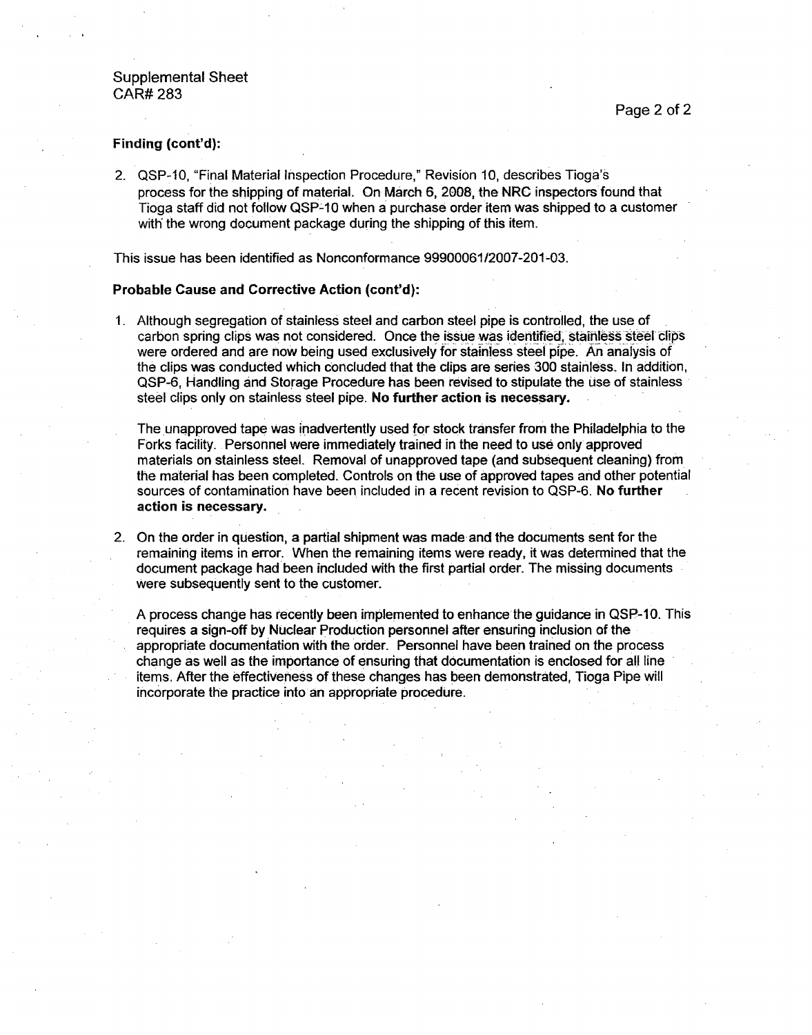Supplemental Sheet
CAR# 283

**Finding (cont'd):**

2. QSP-10, "Final Material Inspection Procedure," Revision 10, describes Tioga's process for the shipping of material. On March 6, 2008, the NRC inspectors found that Tioga staff did not follow QSP-10 when a purchase order item was shipped to a customer with the wrong document package during the shipping of this item.

This issue has been identified as Nonconformance 99900061/2007-201-03.

**Probable Cause and Corrective Action (cont'd):**

1. Although segregation of stainless steel and carbon steel pipe is controlled, the use of carbon spring clips was not considered. Once the issue was identified, stainless steel clips were ordered and are now being used exclusively for stainless steel pipe. An analysis of the clips was conducted which concluded that the clips are series 300 stainless. In addition, QSP-6, Handling and Storage Procedure has been revised to stipulate the use of stainless steel clips only on stainless steel pipe. **No further action is necessary.**

   The unapproved tape was inadvertently used for stock transfer from the Philadelphia to the Forks facility. Personnel were immediately trained in the need to use only approved materials on stainless steel. Removal of unapproved tape (and subsequent cleaning) from the material has been completed. Controls on the use of approved tapes and other potential sources of contamination have been included in a recent revision to QSP-6. **No further action is necessary.**

2. On the order in question, a partial shipment was made and the documents sent for the remaining items in error. When the remaining items were ready, it was determined that the document package had been included with the first partial order. The missing documents were subsequently sent to the customer.

   A process change has recently been implemented to enhance the guidance in QSP-10. This requires a sign-off by Nuclear Production personnel after ensuring inclusion of the appropriate documentation with the order. Personnel have been trained on the process change as well as the importance of ensuring that documentation is enclosed for all line items. After the effectiveness of these changes has been demonstrated, Tioga Pipe will incorporate the practice into an appropriate procedure.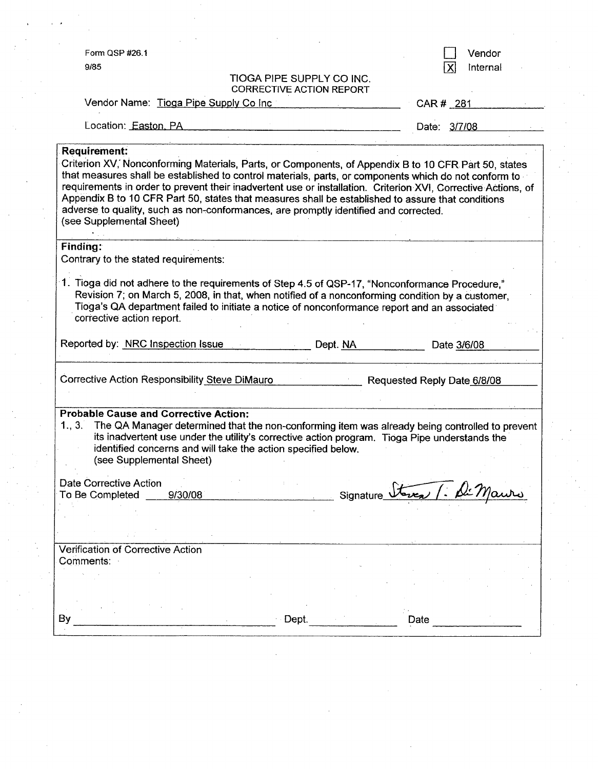Form QSP #26.1
9/85

☐ Vendor
☒ Internal

TIOGA PIPE SUPPLY CO INC.
CORRECTIVE ACTION REPORT

Vendor Name: Tioga Pipe Supply Co Inc CAR # 281

Location: Easton, PA Date: 3/7/08

**Requirement:**
Criterion XV, Nonconforming Materials, Parts, or Components, of Appendix B to 10 CFR Part 50, states that measures shall be established to control materials, parts, or components which do not conform to requirements in order to prevent their inadvertent use or installation. Criterion XVI, Corrective Actions, of Appendix B to 10 CFR Part 50, states that measures shall be established to assure that conditions adverse to quality, such as non-conformances, are promptly identified and corrected.
(see Supplemental Sheet)

**Finding:**
Contrary to the stated requirements:

1. Tioga did not adhere to the requirements of Step 4.5 of QSP-17, "Nonconformance Procedure," Revision 7; on March 5, 2008, in that, when notified of a nonconforming condition by a customer, Tioga's QA department failed to initiate a notice of nonconformance report and an associated corrective action report.

Reported by: NRC Inspection Issue Dept. NA Date 3/6/08

Corrective Action Responsibility Steve DiMauro Requested Reply Date 6/8/08

**Probable Cause and Corrective Action:**
1., 3. The QA Manager determined that the non-conforming item was already being controlled to prevent its inadvertent use under the utility's corrective action program. Tioga Pipe understands the identified concerns and will take the action specified below.
(see Supplemental Sheet)

Date Corrective Action To Be Completed 9/30/08 Signature *Steven T. DiMauro*

Verification of Corrective Action
Comments:

By \_\_\_\_\_\_\_\_\_\_ Dept. \_\_\_\_\_\_\_\_\_\_ Date \_\_\_\_\_\_\_\_\_\_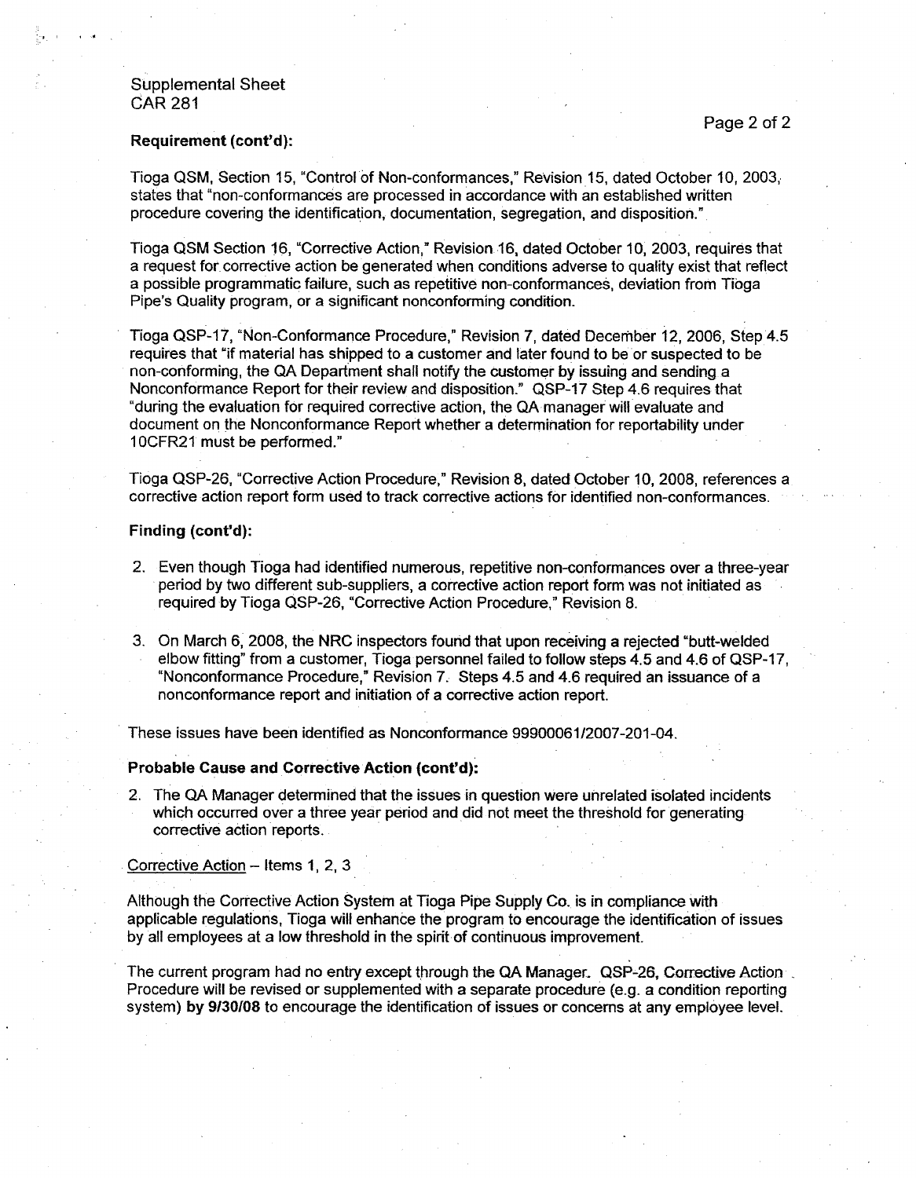Supplemental Sheet
CAR 281

**Requirement (cont'd):**

Tioga QSM, Section 15, "Control of Non-conformances," Revision 15, dated October 10, 2003, states that "non-conformances are processed in accordance with an established written procedure covering the identification, documentation, segregation, and disposition."

Tioga QSM Section 16, "Corrective Action," Revision 16, dated October 10, 2003, requires that a request for corrective action be generated when conditions adverse to quality exist that reflect a possible programmatic failure, such as repetitive non-conformances, deviation from Tioga Pipe's Quality program, or a significant nonconforming condition.

Tioga QSP-17, "Non-Conformance Procedure," Revision 7, dated December 12, 2006, Step 4.5 requires that "if material has shipped to a customer and later found to be or suspected to be non-conforming, the QA Department shall notify the customer by issuing and sending a Nonconformance Report for their review and disposition." QSP-17 Step 4.6 requires that "during the evaluation for required corrective action, the QA manager will evaluate and document on the Nonconformance Report whether a determination for reportability under 10CFR21 must be performed."

Tioga QSP-26, "Corrective Action Procedure," Revision 8, dated October 10, 2008, references a corrective action report form used to track corrective actions for identified non-conformances.

**Finding (cont'd):**

2. Even though Tioga had identified numerous, repetitive non-conformances over a three-year period by two different sub-suppliers, a corrective action report form was not initiated as required by Tioga QSP-26, "Corrective Action Procedure," Revision 8.

3. On March 6, 2008, the NRC inspectors found that upon receiving a rejected "butt-welded elbow fitting" from a customer, Tioga personnel failed to follow steps 4.5 and 4.6 of QSP-17, "Nonconformance Procedure," Revision 7. Steps 4.5 and 4.6 required an issuance of a nonconformance report and initiation of a corrective action report.

These issues have been identified as Nonconformance 99900061/2007-201-04.

**Probable Cause and Corrective Action (cont'd):**

2. The QA Manager determined that the issues in question were unrelated isolated incidents which occurred over a three year period and did not meet the threshold for generating corrective action reports.

Corrective Action – Items 1, 2, 3

Although the Corrective Action System at Tioga Pipe Supply Co. is in compliance with applicable regulations, Tioga will enhance the program to encourage the identification of issues by all employees at a low threshold in the spirit of continuous improvement.

The current program had no entry except through the QA Manager. QSP-26, Corrective Action Procedure will be revised or supplemented with a separate procedure (e.g. a condition reporting system) **by 9/30/08** to encourage the identification of issues or concerns at any employee level.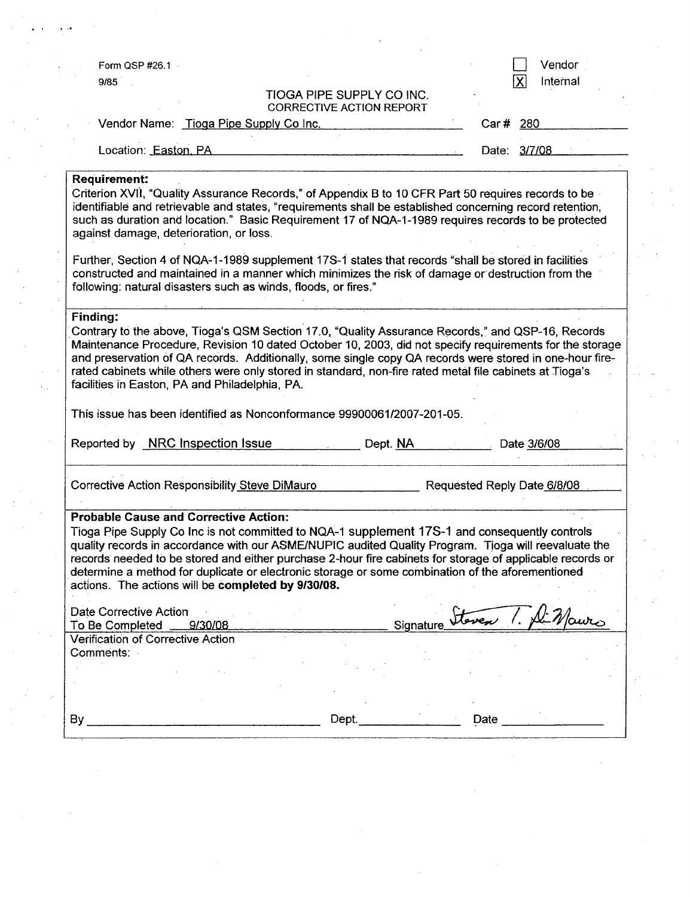Form QSP #26.1
9/85

☐ Vendor
☒ Internal

TIOGA PIPE SUPPLY CO INC.
CORRECTIVE ACTION REPORT

Vendor Name: Tioga Pipe Supply Co Inc.　　　Car # 280

Location: Easton, PA　　　Date: 3/7/08

**Requirement:**

Criterion XVII, "Quality Assurance Records," of Appendix B to 10 CFR Part 50 requires records to be identifiable and retrievable and states, "requirements shall be established concerning record retention, such as duration and location." Basic Requirement 17 of NQA-1-1989 requires records to be protected against damage, deterioration, or loss.

Further, Section 4 of NQA-1-1989 supplement 17S-1 states that records "shall be stored in facilities constructed and maintained in a manner which minimizes the risk of damage or destruction from the following: natural disasters such as winds, floods, or fires."

**Finding:**

Contrary to the above, Tioga's QSM Section 17.0, "Quality Assurance Records," and QSP-16, Records Maintenance Procedure, Revision 10 dated October 10, 2003, did not specify requirements for the storage and preservation of QA records. Additionally, some single copy QA records were stored in one-hour fire-rated cabinets while others were only stored in standard, non-fire rated metal file cabinets at Tioga's facilities in Easton, PA and Philadelphia, PA.

This issue has been identified as Nonconformance 99900061/2007-201-05.

Reported by NRC Inspection Issue　　Dept. NA　　Date 3/6/08

Corrective Action Responsibility Steve DiMauro　　Requested Reply Date 6/8/08

**Probable Cause and Corrective Action:**

Tioga Pipe Supply Co Inc is not committed to NQA-1 supplement 17S-1 and consequently controls quality records in accordance with our ASME/NUPIC audited Quality Program. Tioga will reevaluate the records needed to be stored and either purchase 2-hour fire cabinets for storage of applicable records or determine a method for duplicate or electronic storage or some combination of the aforementioned actions. The actions will be **completed by 9/30/08.**

Date Corrective Action To Be Completed 9/30/08　　Signature Steven T. DiMauro

Verification of Corrective Action

Comments:

By ______________　Dept. ______________　Date ______________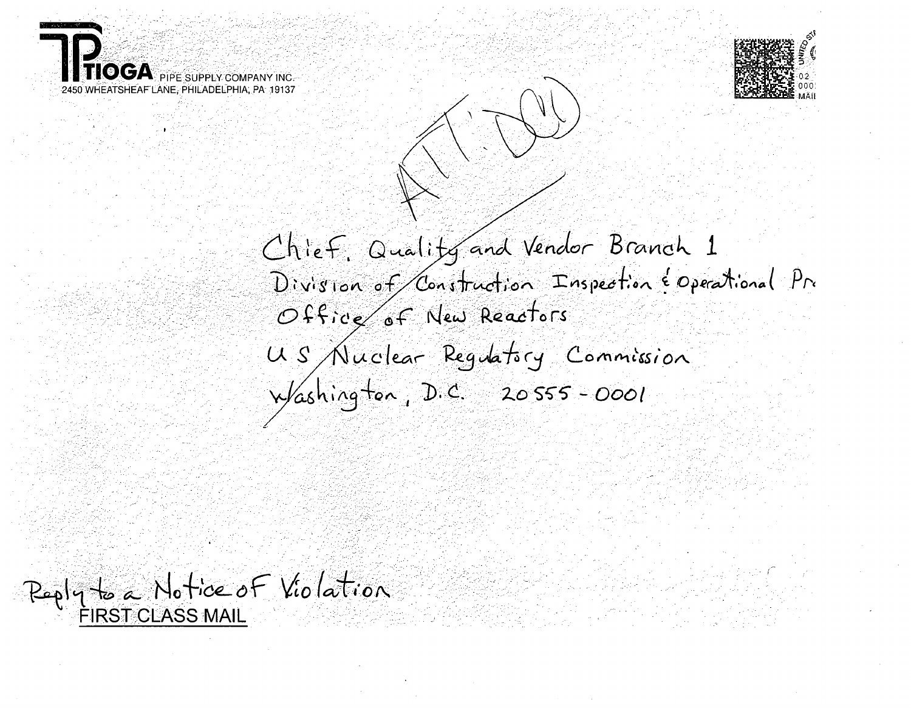**TIOGA** PIPE SUPPLY COMPANY INC.
2450 WHEATSHEAF LANE, PHILADELPHIA, PA 19137

ATT: DCO

Chief, Quality and Vendor Branch 1
Division of Construction Inspection & Operational Pr
Office of New Reactors
US Nuclear Regulatory Commission
Washington, D.C. 20555-0001

Reply to a Notice of Violation
FIRST CLASS MAIL